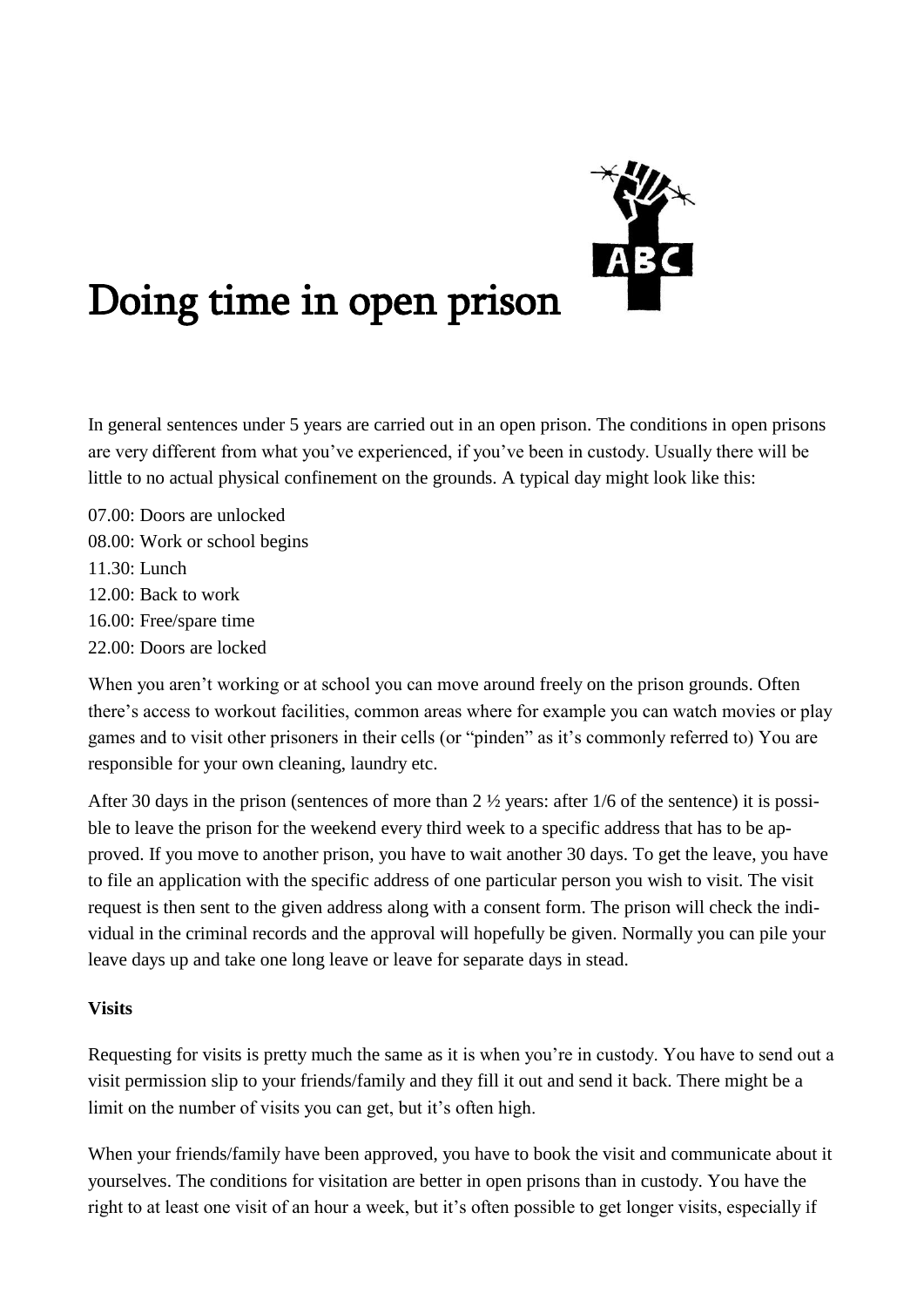# Doing time in open prison

In general sentences under 5 years are carried out in an open prison. The conditions in open prisons are very different from what you've experienced, if you've been in custody. Usually there will be little to no actual physical confinement on the grounds. A typical day might look like this:

07.00: Doors are unlocked
08.00: Work or school begins
11.30: Lunch
12.00: Back to work
16.00: Free/spare time
22.00: Doors are locked

When you aren't working or at school you can move around freely on the prison grounds. Often there's access to workout facilities, common areas where for example you can watch movies or play games and to visit other prisoners in their cells (or "pinden" as it's commonly referred to) You are responsible for your own cleaning, laundry etc.

After 30 days in the prison (sentences of more than 2 ½ years: after 1/6 of the sentence) it is possible to leave the prison for the weekend every third week to a specific address that has to be approved. If you move to another prison, you have to wait another 30 days. To get the leave, you have to file an application with the specific address of one particular person you wish to visit. The visit request is then sent to the given address along with a consent form. The prison will check the individual in the criminal records and the approval will hopefully be given. Normally you can pile your leave days up and take one long leave or leave for separate days in stead.

**Visits**

Requesting for visits is pretty much the same as it is when you're in custody. You have to send out a visit permission slip to your friends/family and they fill it out and send it back. There might be a limit on the number of visits you can get, but it's often high.

When your friends/family have been approved, you have to book the visit and communicate about it yourselves. The conditions for visitation are better in open prisons than in custody. You have the right to at least one visit of an hour a week, but it's often possible to get longer visits, especially if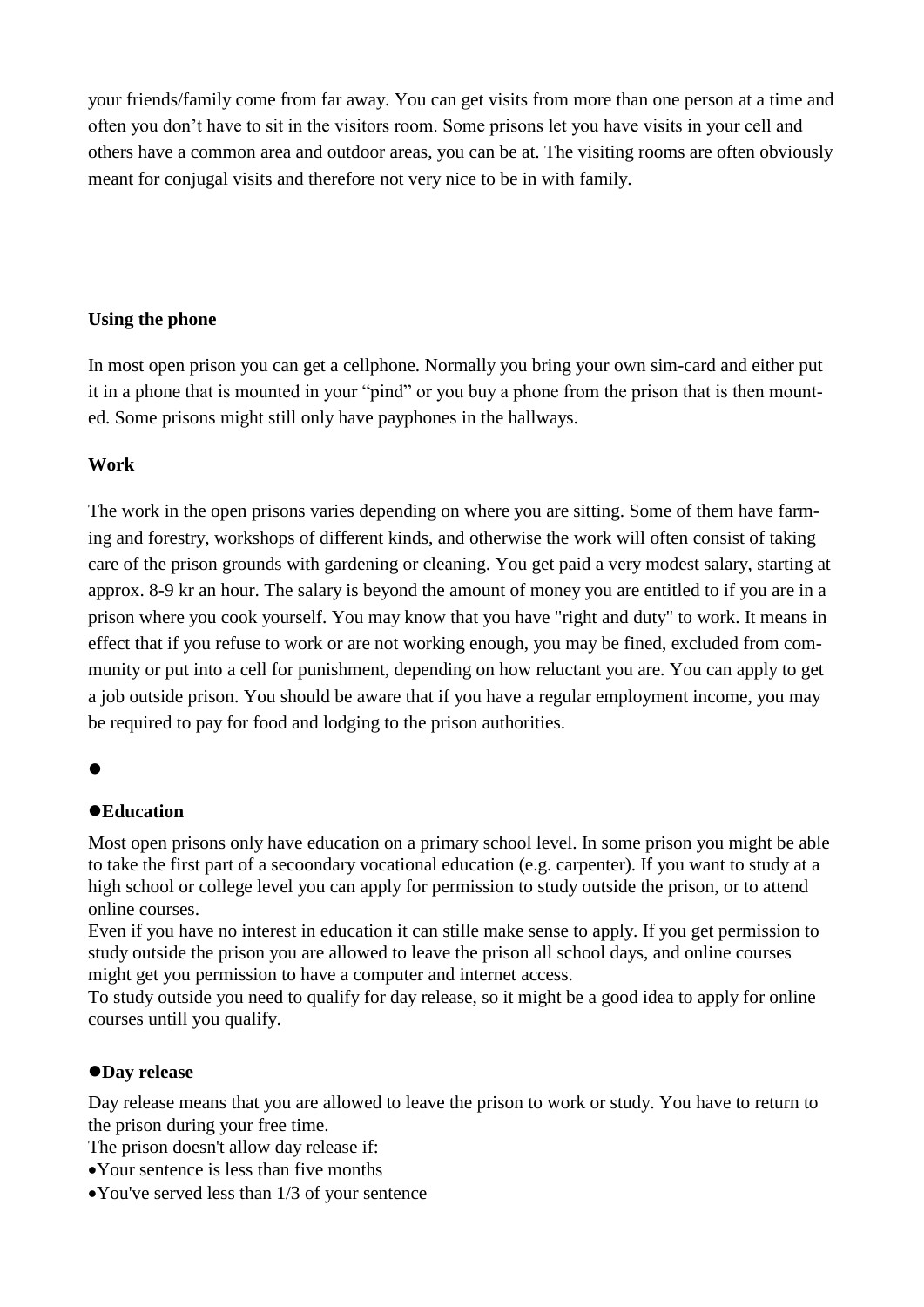your friends/family come from far away. You can get visits from more than one person at a time and often you don't have to sit in the visitors room. Some prisons let you have visits in your cell and others have a common area and outdoor areas, you can be at. The visiting rooms are often obviously meant for conjugal visits and therefore not very nice to be in with family.

**Using the phone**

In most open prison you can get a cellphone. Normally you bring your own sim-card and either put it in a phone that is mounted in your "pind" or you buy a phone from the prison that is then mounted. Some prisons might still only have payphones in the hallways.

**Work**

The work in the open prisons varies depending on where you are sitting. Some of them have farming and forestry, workshops of different kinds, and otherwise the work will often consist of taking care of the prison grounds with gardening or cleaning. You get paid a very modest salary, starting at approx. 8-9 kr an hour. The salary is beyond the amount of money you are entitled to if you are in a prison where you cook yourself. You may know that you have "right and duty" to work. It means in effect that if you refuse to work or are not working enough, you may be fined, excluded from community or put into a cell for punishment, depending on how reluctant you are. You can apply to get a job outside prison. You should be aware that if you have a regular employment income, you may be required to pay for food and lodging to the prison authorities.

- **Education**

Most open prisons only have education on a primary school level. In some prison you might be able to take the first part of a secoondary vocational education (e.g. carpenter). If you want to study at a high school or college level you can apply for permission to study outside the prison, or to attend online courses.
Even if you have no interest in education it can stille make sense to apply. If you get permission to study outside the prison you are allowed to leave the prison all school days, and online courses might get you permission to have a computer and internet access.
To study outside you need to qualify for day release, so it might be a good idea to apply for online courses untill you qualify.

- **Day release**

Day release means that you are allowed to leave the prison to work or study. You have to return to the prison during your free time.
The prison doesn't allow day release if:

- Your sentence is less than five months
- You've served less than 1/3 of your sentence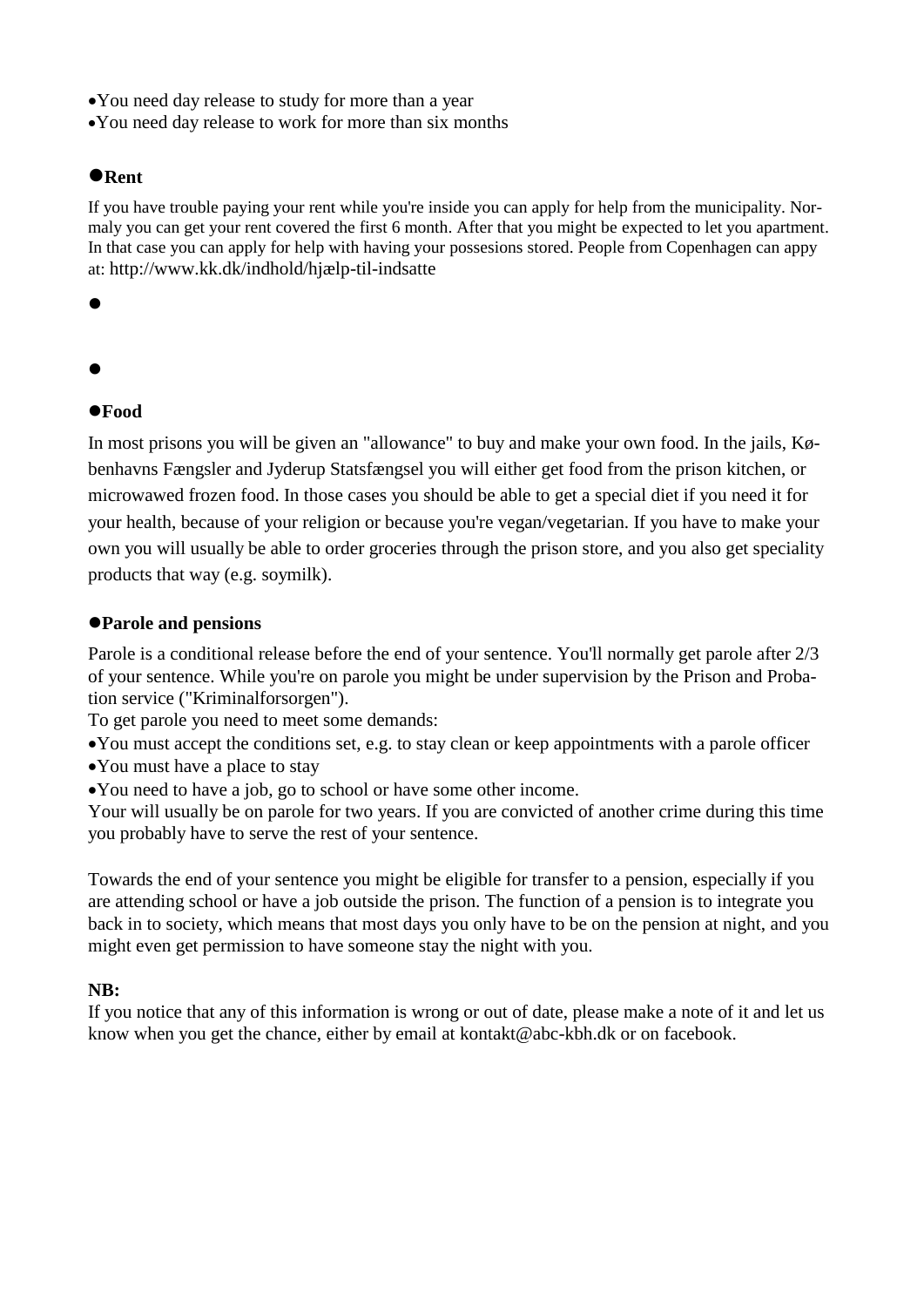- You need day release to study for more than a year
- You need day release to work for more than six months

## Rent

If you have trouble paying your rent while you're inside you can apply for help from the municipality. Normaly you can get your rent covered the first 6 month. After that you might be expected to let you apartment. In that case you can apply for help with having your possesions stored. People from Copenhagen can appy at: http://www.kk.dk/indhold/hjælp-til-indsatte

## Food

In most prisons you will be given an "allowance" to buy and make your own food. In the jails, Københavns Fængsler and Jyderup Statsfængsel you will either get food from the prison kitchen, or microwawed frozen food. In those cases you should be able to get a special diet if you need it for your health, because of your religion or because you're vegan/vegetarian. If you have to make your own you will usually be able to order groceries through the prison store, and you also get speciality products that way (e.g. soymilk).

## Parole and pensions

Parole is a conditional release before the end of your sentence. You'll normally get parole after 2/3 of your sentence. While you're on parole you might be under supervision by the Prison and Probation service ("Kriminalforsorgen").

To get parole you need to meet some demands:

- You must accept the conditions set, e.g. to stay clean or keep appointments with a parole officer
- You must have a place to stay
- You need to have a job, go to school or have some other income.

Your will usually be on parole for two years. If you are convicted of another crime during this time you probably have to serve the rest of your sentence.

Towards the end of your sentence you might be eligible for transfer to a pension, especially if you are attending school or have a job outside the prison. The function of a pension is to integrate you back in to society, which means that most days you only have to be on the pension at night, and you might even get permission to have someone stay the night with you.

**NB:**

If you notice that any of this information is wrong or out of date, please make a note of it and let us know when you get the chance, either by email at kontakt@abc-kbh.dk or on facebook.